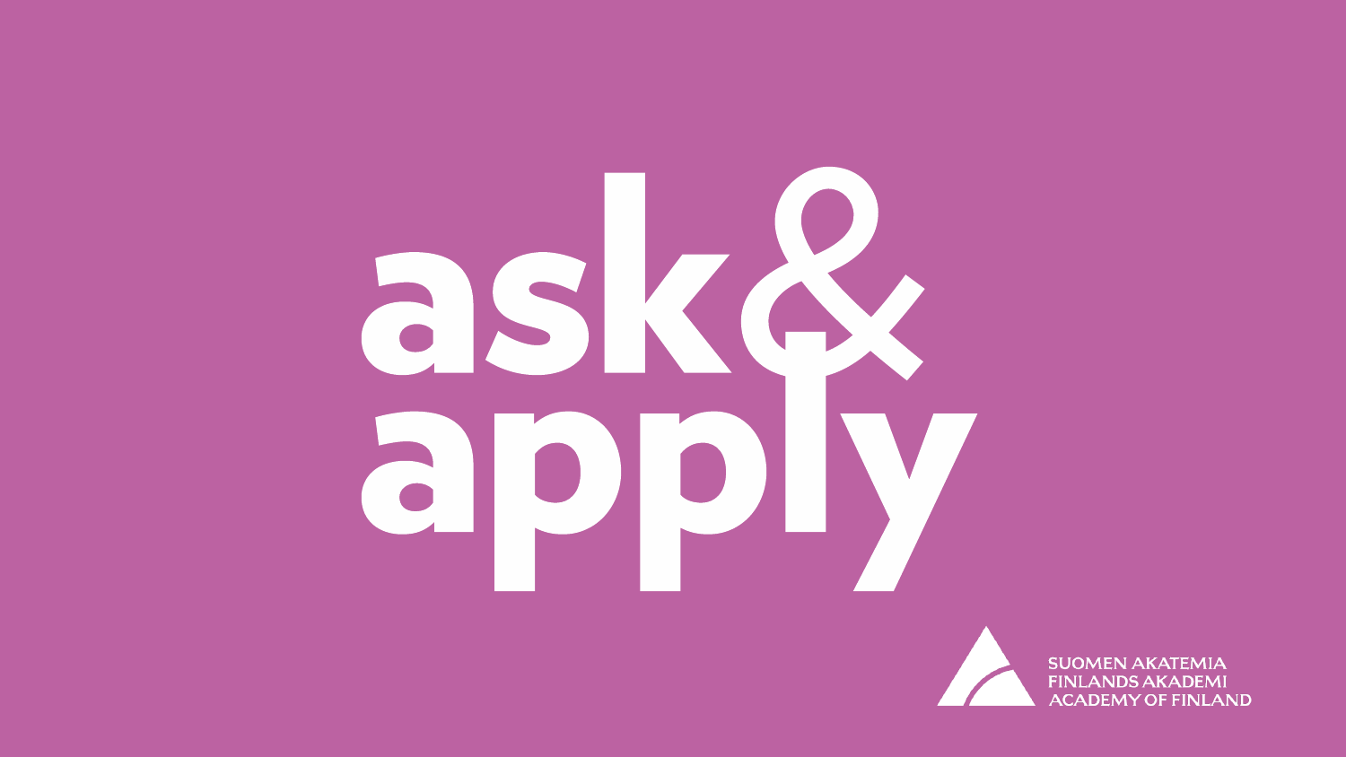# ask& apply

SUOMEN AKATEMIA
FINLANDS AKADEMI
ACADEMY OF FINLAND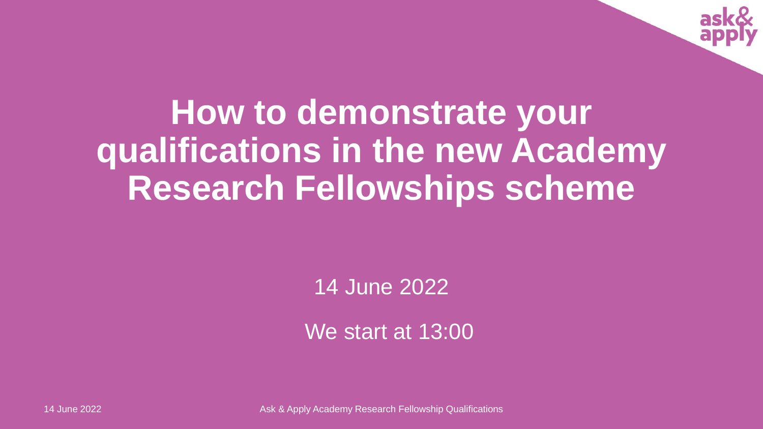# How to demonstrate your qualifications in the new Academy Research Fellowships scheme

14 June 2022

We start at 13:00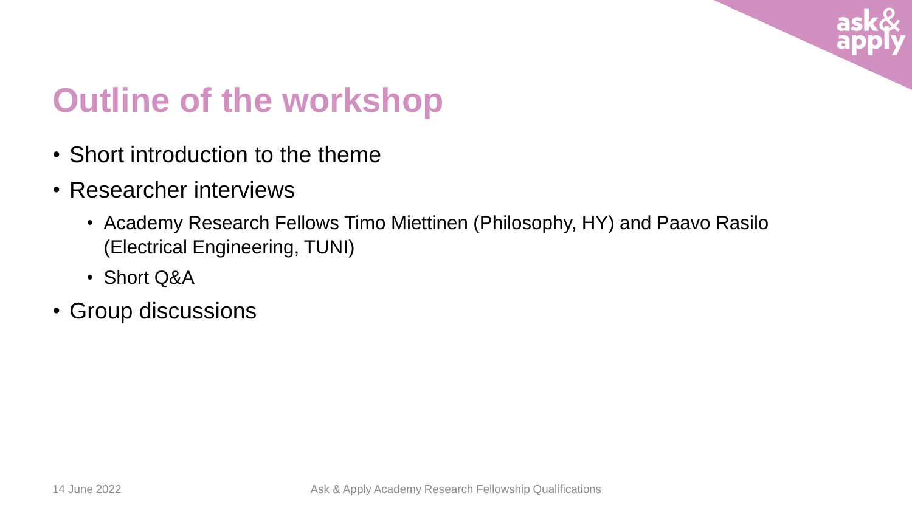# Outline of the workshop

- Short introduction to the theme
- Researcher interviews
  - Academy Research Fellows Timo Miettinen (Philosophy, HY) and Paavo Rasilo (Electrical Engineering, TUNI)
  - Short Q&A
- Group discussions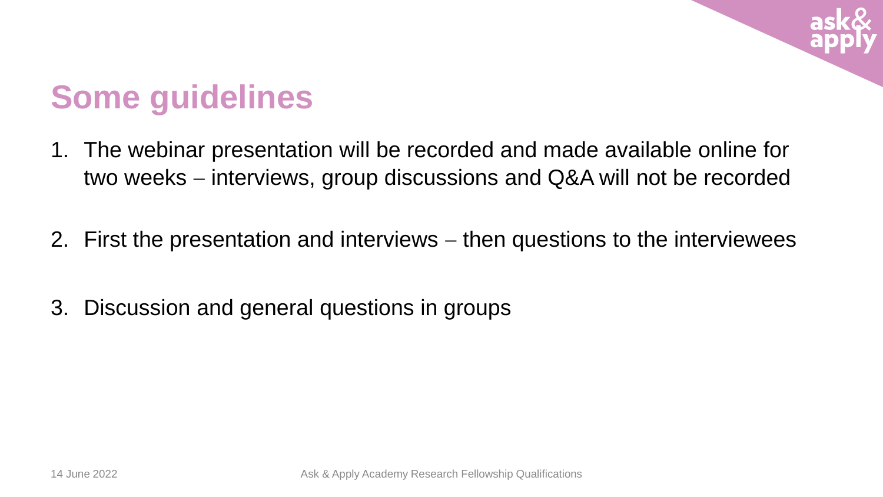# Some guidelines

1. The webinar presentation will be recorded and made available online for two weeks – interviews, group discussions and Q&A will not be recorded

2. First the presentation and interviews – then questions to the interviewees

3. Discussion and general questions in groups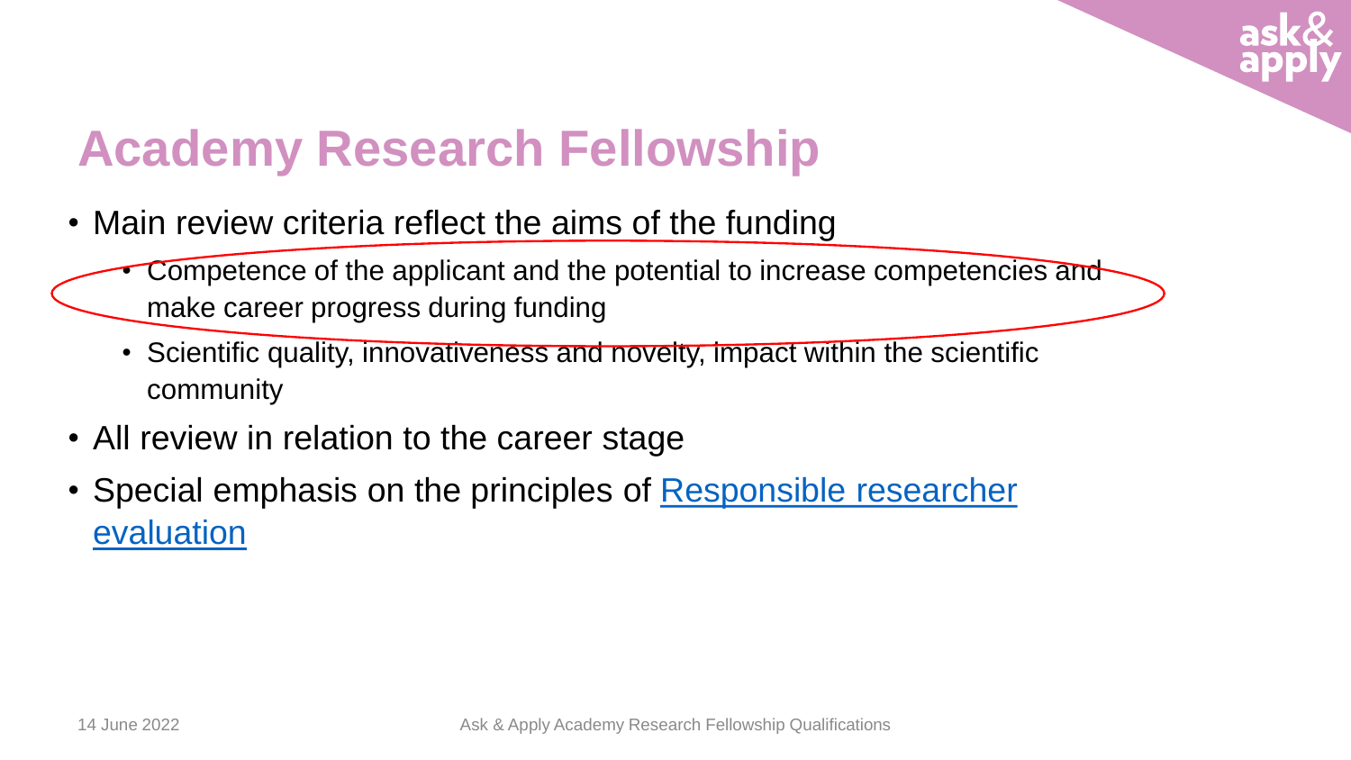# Academy Research Fellowship

- Main review criteria reflect the aims of the funding
  - Competence of the applicant and the potential to increase competencies and make career progress during funding
  - Scientific quality, innovativeness and novelty, impact within the scientific community
- All review in relation to the career stage
- Special emphasis on the principles of Responsible researcher evaluation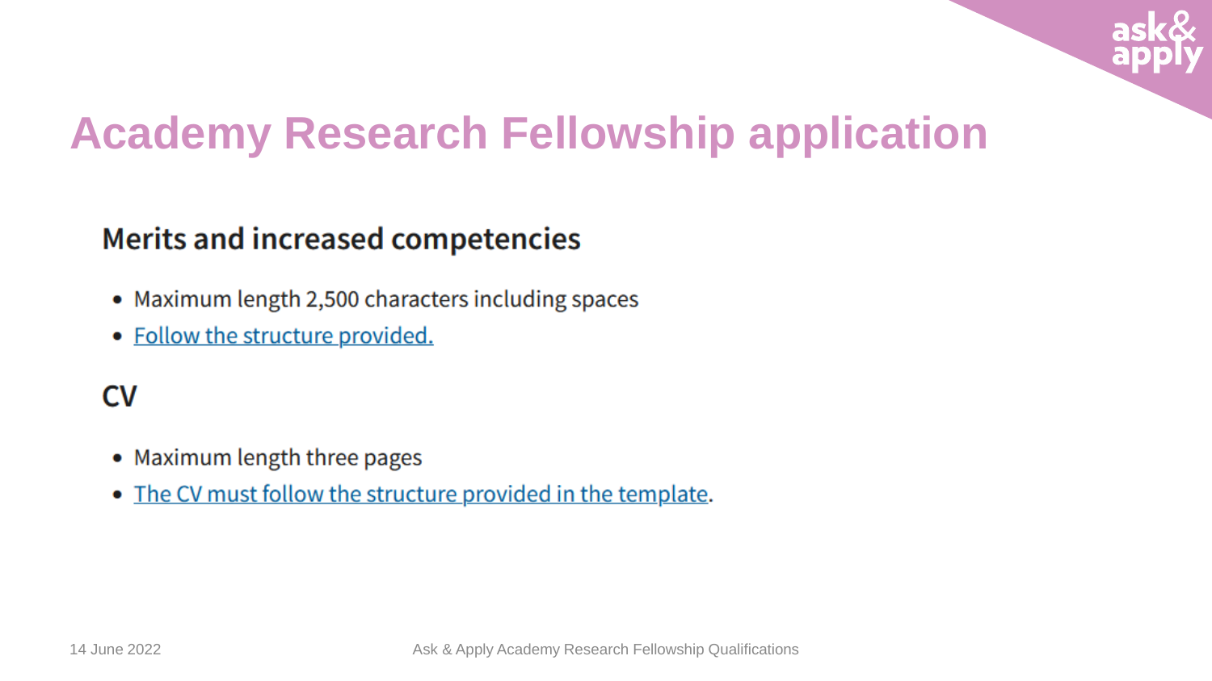# Academy Research Fellowship application

## Merits and increased competencies

- Maximum length 2,500 characters including spaces
- Follow the structure provided.

## CV

- Maximum length three pages
- The CV must follow the structure provided in the template.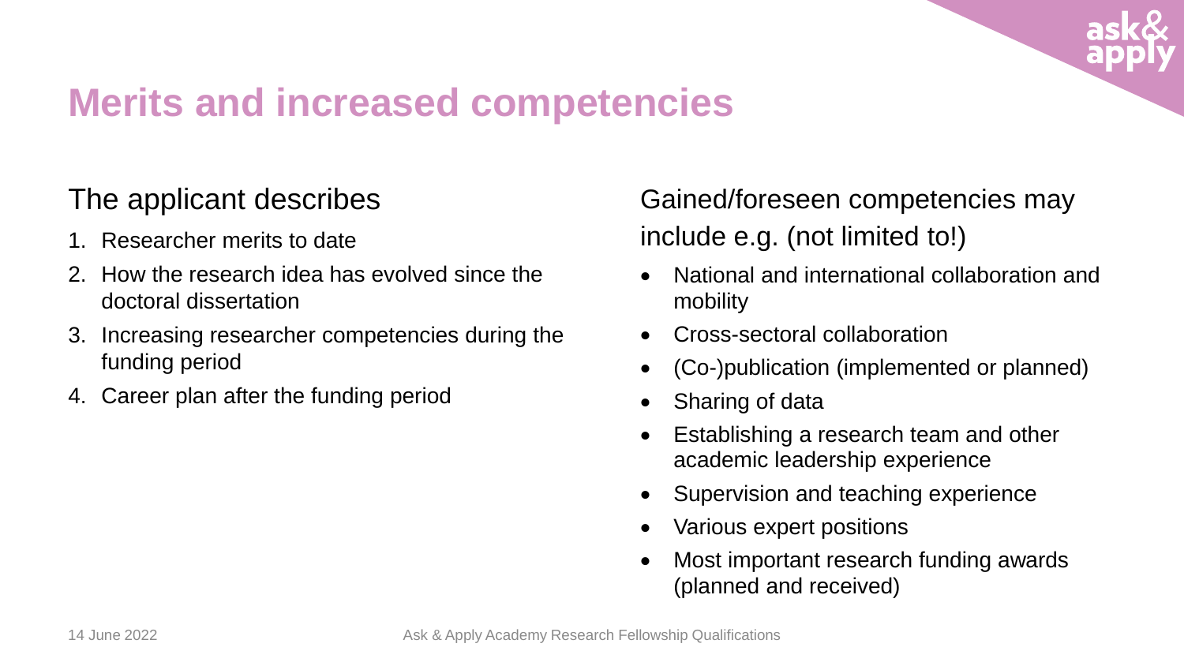# Merits and increased competencies

The applicant describes

1. Researcher merits to date
2. How the research idea has evolved since the doctoral dissertation
3. Increasing researcher competencies during the funding period
4. Career plan after the funding period

Gained/foreseen competencies may include e.g. (not limited to!)

- National and international collaboration and mobility
- Cross-sectoral collaboration
- (Co-)publication (implemented or planned)
- Sharing of data
- Establishing a research team and other academic leadership experience
- Supervision and teaching experience
- Various expert positions
- Most important research funding awards (planned and received)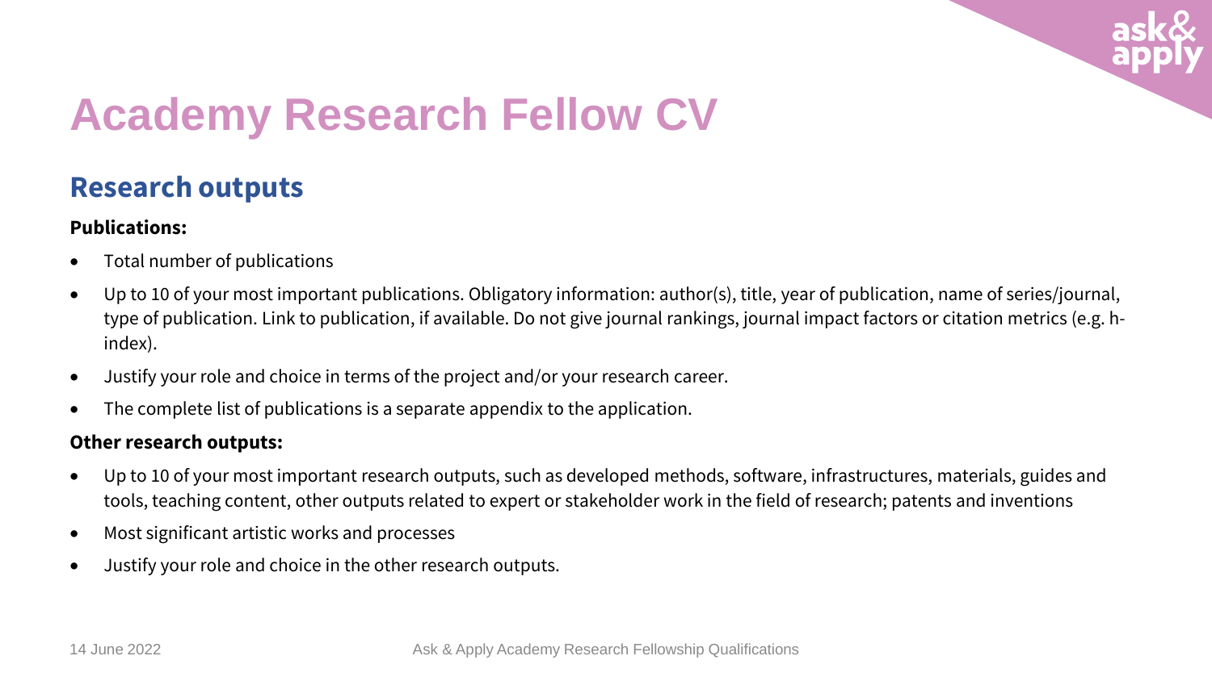# Academy Research Fellow CV

## Research outputs

**Publications:**

- Total number of publications
- Up to 10 of your most important publications. Obligatory information: author(s), title, year of publication, name of series/journal, type of publication. Link to publication, if available. Do not give journal rankings, journal impact factors or citation metrics (e.g. h-index).
- Justify your role and choice in terms of the project and/or your research career.
- The complete list of publications is a separate appendix to the application.

**Other research outputs:**

- Up to 10 of your most important research outputs, such as developed methods, software, infrastructures, materials, guides and tools, teaching content, other outputs related to expert or stakeholder work in the field of research; patents and inventions
- Most significant artistic works and processes
- Justify your role and choice in the other research outputs.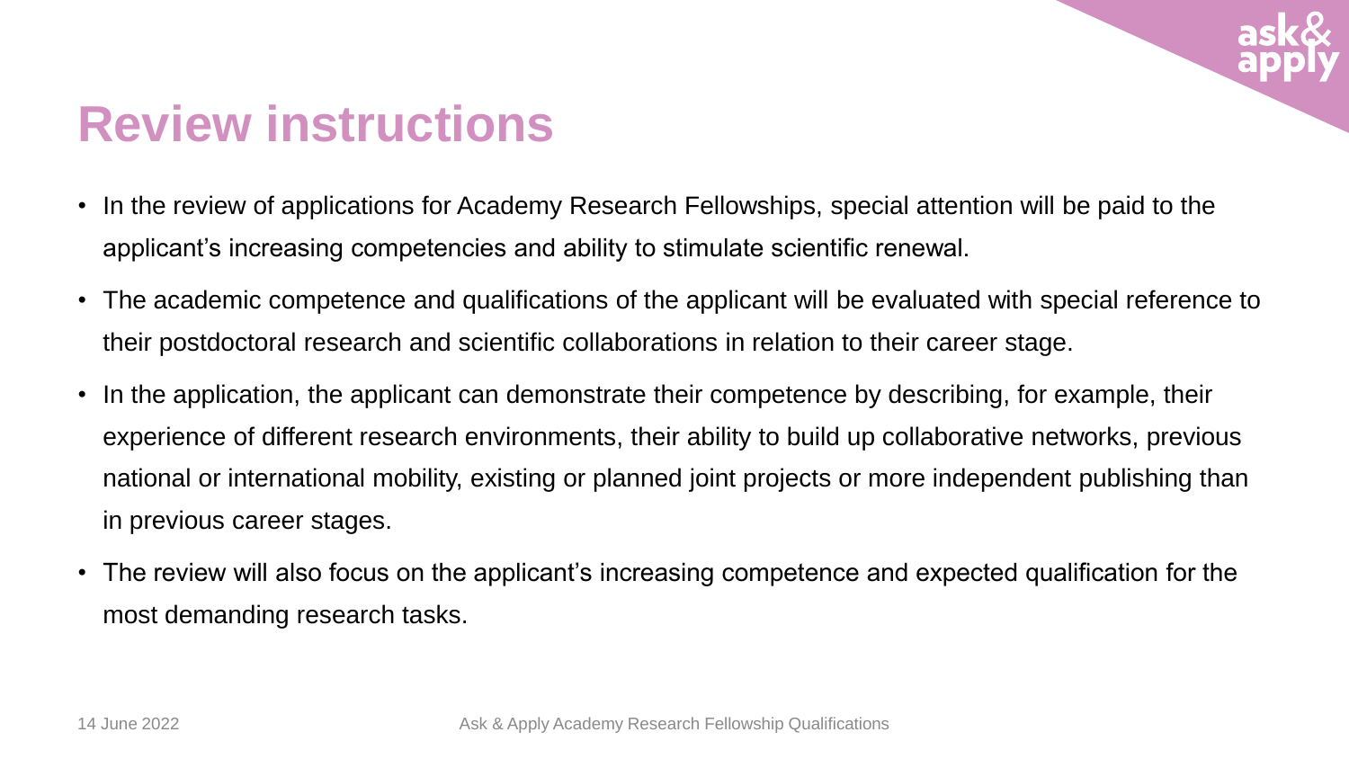# Review instructions

- In the review of applications for Academy Research Fellowships, special attention will be paid to the applicant's increasing competencies and ability to stimulate scientific renewal.
- The academic competence and qualifications of the applicant will be evaluated with special reference to their postdoctoral research and scientific collaborations in relation to their career stage.
- In the application, the applicant can demonstrate their competence by describing, for example, their experience of different research environments, their ability to build up collaborative networks, previous national or international mobility, existing or planned joint projects or more independent publishing than in previous career stages.
- The review will also focus on the applicant's increasing competence and expected qualification for the most demanding research tasks.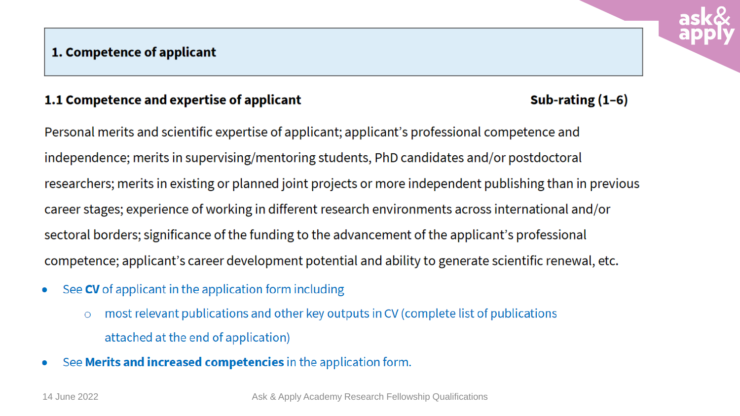## 1. Competence of applicant

### 1.1 Competence and expertise of applicant

**Sub-rating (1–6)**

Personal merits and scientific expertise of applicant; applicant's professional competence and independence; merits in supervising/mentoring students, PhD candidates and/or postdoctoral researchers; merits in existing or planned joint projects or more independent publishing than in previous career stages; experience of working in different research environments across international and/or sectoral borders; significance of the funding to the advancement of the applicant's professional competence; applicant's career development potential and ability to generate scientific renewal, etc.

- See **CV** of applicant in the application form including
  - most relevant publications and other key outputs in CV (complete list of publications attached at the end of application)
- See **Merits and increased competencies** in the application form.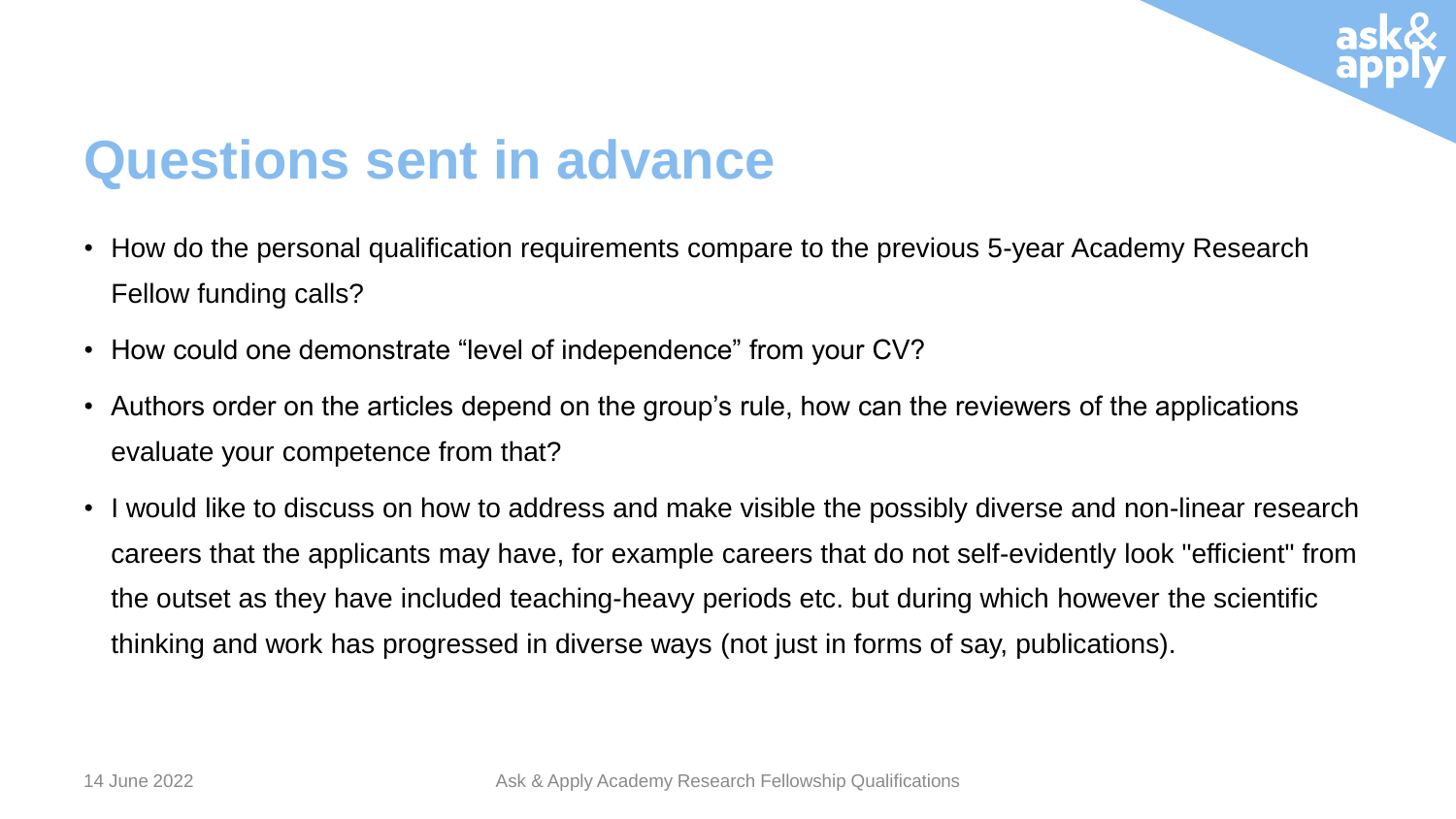# Questions sent in advance

- How do the personal qualification requirements compare to the previous 5-year Academy Research Fellow funding calls?
- How could one demonstrate “level of independence” from your CV?
- Authors order on the articles depend on the group’s rule, how can the reviewers of the applications evaluate your competence from that?
- I would like to discuss on how to address and make visible the possibly diverse and non-linear research careers that the applicants may have, for example careers that do not self-evidently look "efficient" from the outset as they have included teaching-heavy periods etc. but during which however the scientific thinking and work has progressed in diverse ways (not just in forms of say, publications).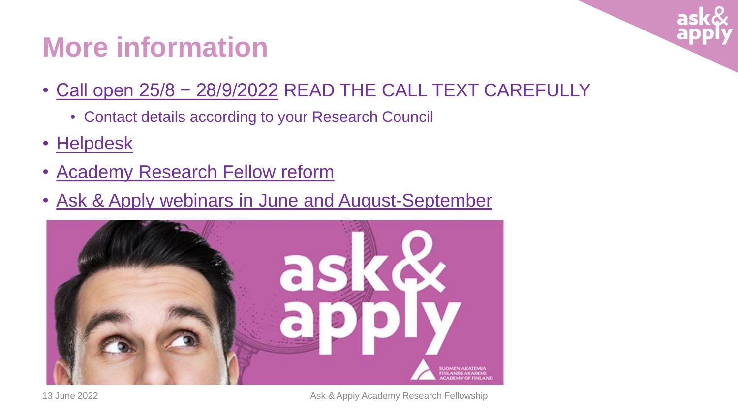# More information

- Call open 25/8 − 28/9/2022 READ THE CALL TEXT CAREFULLY
  - Contact details according to your Research Council
- Helpdesk
- Academy Research Fellow reform
- Ask & Apply webinars in June and August-September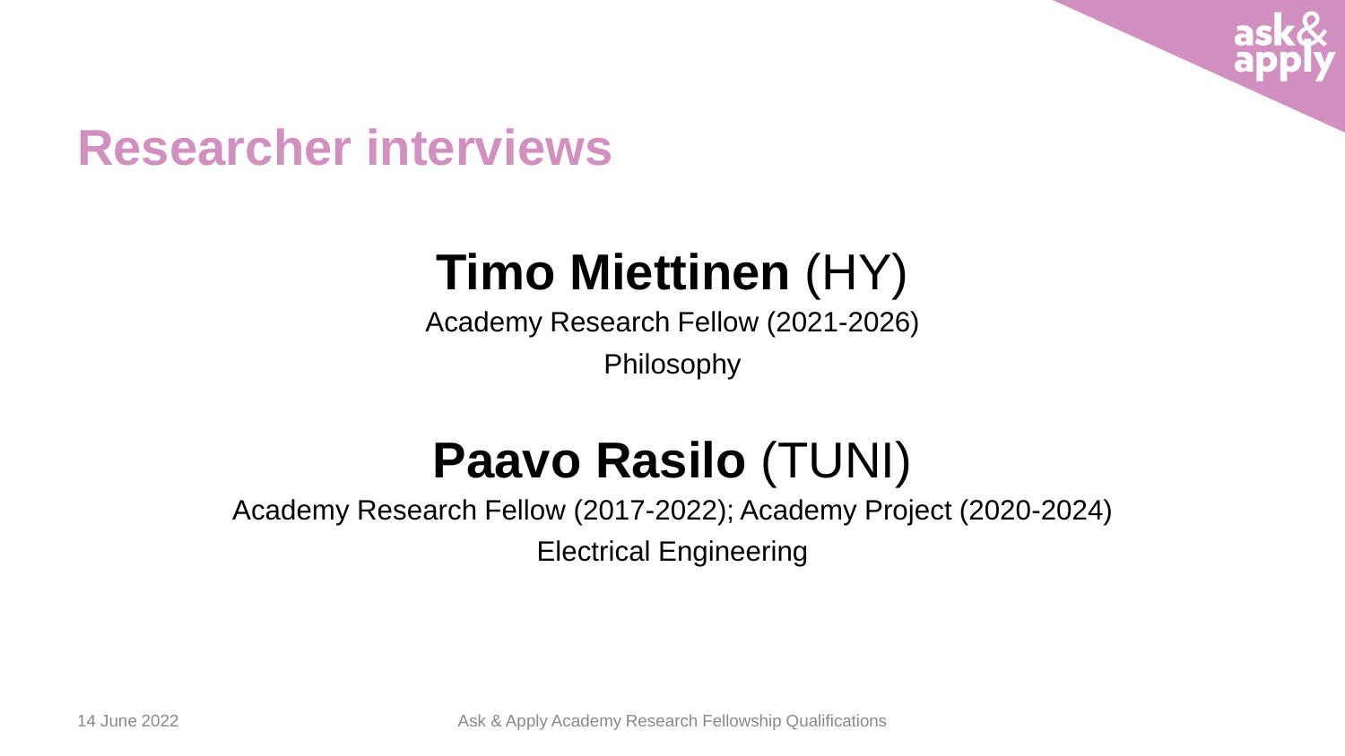# Researcher interviews

## **Timo Miettinen** (HY)

Academy Research Fellow (2021-2026)

Philosophy

## **Paavo Rasilo** (TUNI)

Academy Research Fellow (2017-2022); Academy Project (2020-2024)

Electrical Engineering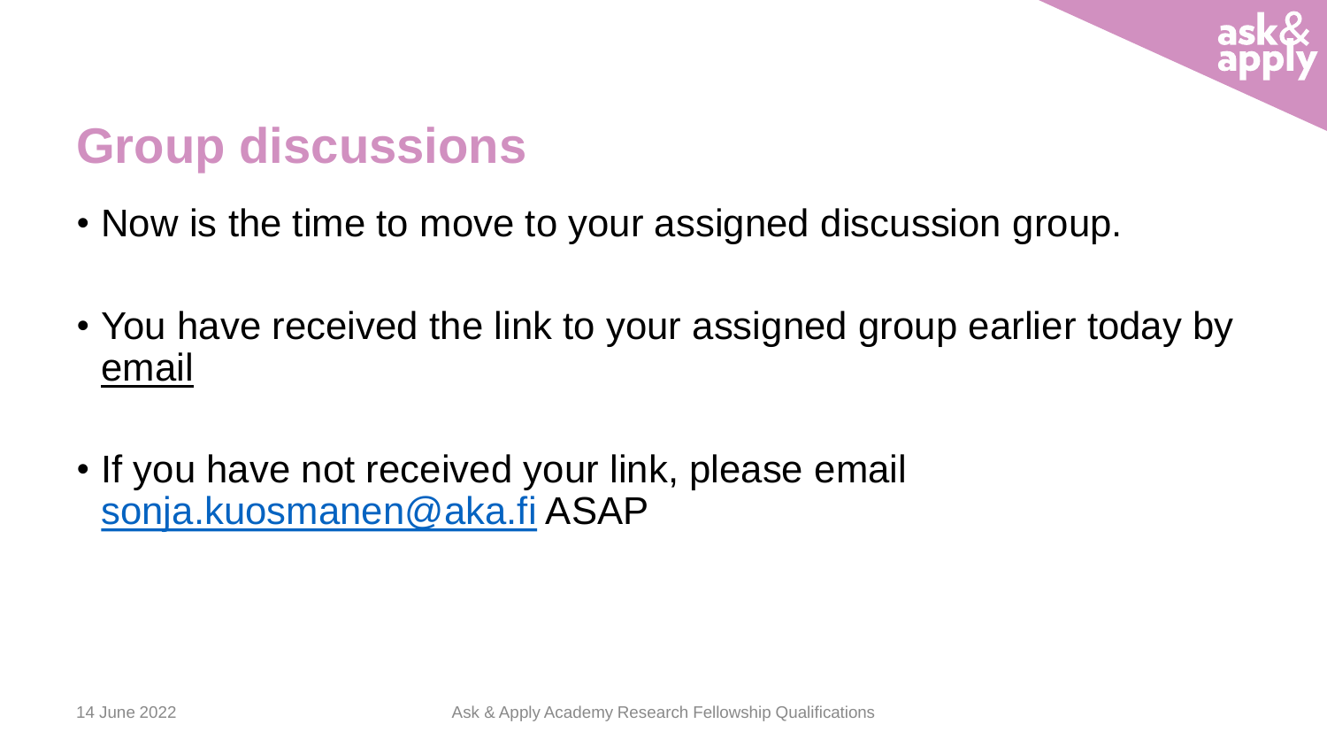# Group discussions

- Now is the time to move to your assigned discussion group.
- You have received the link to your assigned group earlier today by email
- If you have not received your link, please email sonja.kuosmanen@aka.fi ASAP